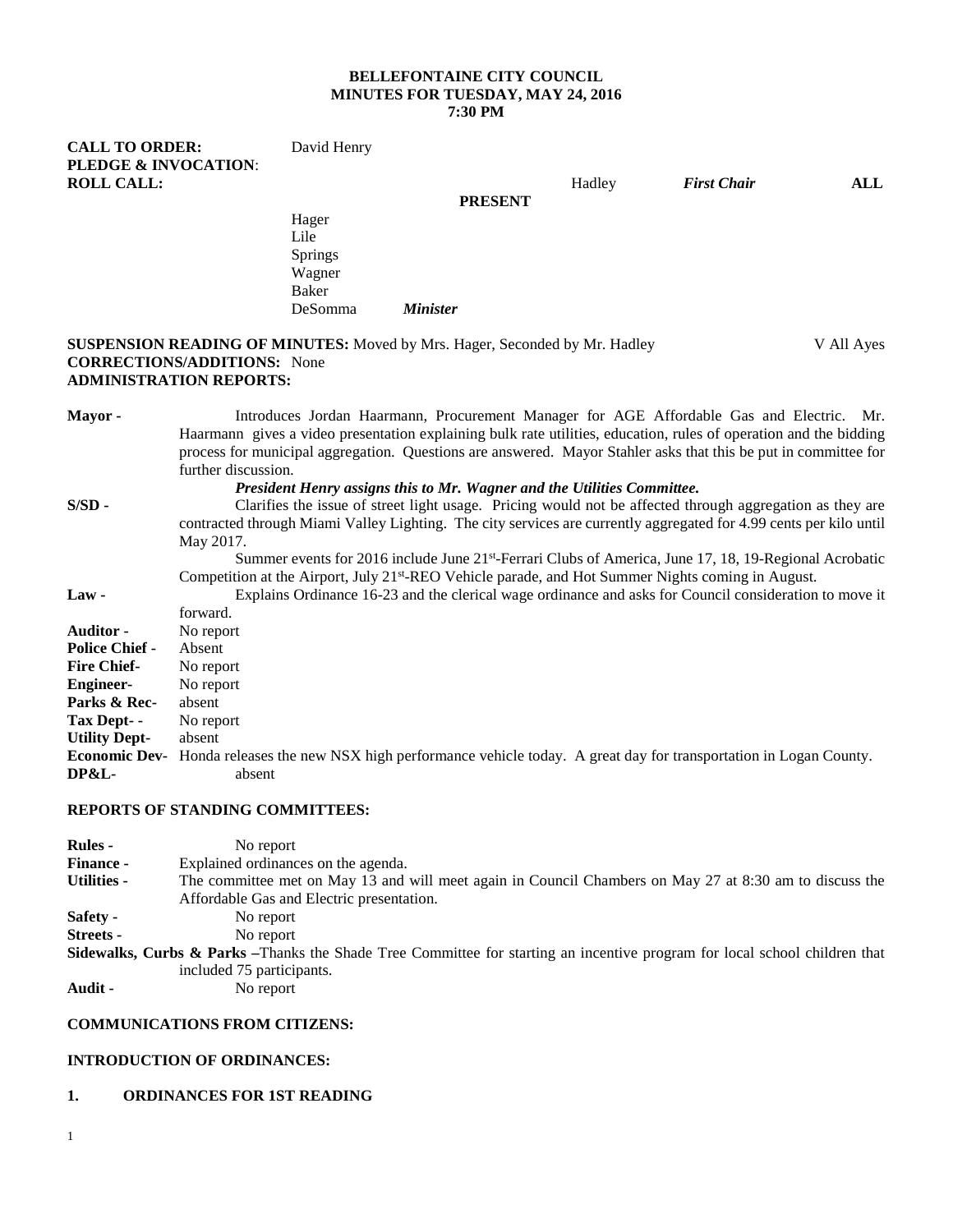**BELLEFONTAINE CITY COUNCIL**
**MINUTES FOR TUESDAY, MAY 24, 2016**
**7:30 PM**

**CALL TO ORDER:** David Henry
**PLEDGE & INVOCATION**:
**ROLL CALL:** Hadley *First Chair* **ALL PRESENT**

Hager
Lile
Springs
Wagner
Baker
DeSomma *Minister*

**SUSPENSION READING OF MINUTES:** Moved by Mrs. Hager, Seconded by Mr. Hadley V All Ayes
**CORRECTIONS/ADDITIONS:** None
**ADMINISTRATION REPORTS:**

**Mayor -** Introduces Jordan Haarmann, Procurement Manager for AGE Affordable Gas and Electric. Mr. Haarmann gives a video presentation explaining bulk rate utilities, education, rules of operation and the bidding process for municipal aggregation. Questions are answered. Mayor Stahler asks that this be put in committee for further discussion.

***President Henry assigns this to Mr. Wagner and the Utilities Committee.***

**S/SD -** Clarifies the issue of street light usage. Pricing would not be affected through aggregation as they are contracted through Miami Valley Lighting. The city services are currently aggregated for 4.99 cents per kilo until May 2017.

Summer events for 2016 include June 21st-Ferrari Clubs of America, June 17, 18, 19-Regional Acrobatic Competition at the Airport, July 21st-REO Vehicle parade, and Hot Summer Nights coming in August.

**Law -** Explains Ordinance 16-23 and the clerical wage ordinance and asks for Council consideration to move it forward.

**Auditor -** No report
**Police Chief -** Absent
**Fire Chief-** No report
**Engineer-** No report
**Parks & Rec-** absent
**Tax Dept- -** No report
**Utility Dept-** absent
**Economic Dev-** Honda releases the new NSX high performance vehicle today. A great day for transportation in Logan County.
**DP&L-** absent

**REPORTS OF STANDING COMMITTEES:**

**Rules -** No report
**Finance -** Explained ordinances on the agenda.
**Utilities -** The committee met on May 13 and will meet again in Council Chambers on May 27 at 8:30 am to discuss the Affordable Gas and Electric presentation.
**Safety -** No report
**Streets -** No report
**Sidewalks, Curbs & Parks –**Thanks the Shade Tree Committee for starting an incentive program for local school children that included 75 participants.
**Audit -** No report

**COMMUNICATIONS FROM CITIZENS:**

**INTRODUCTION OF ORDINANCES:**

**1. ORDINANCES FOR 1ST READING**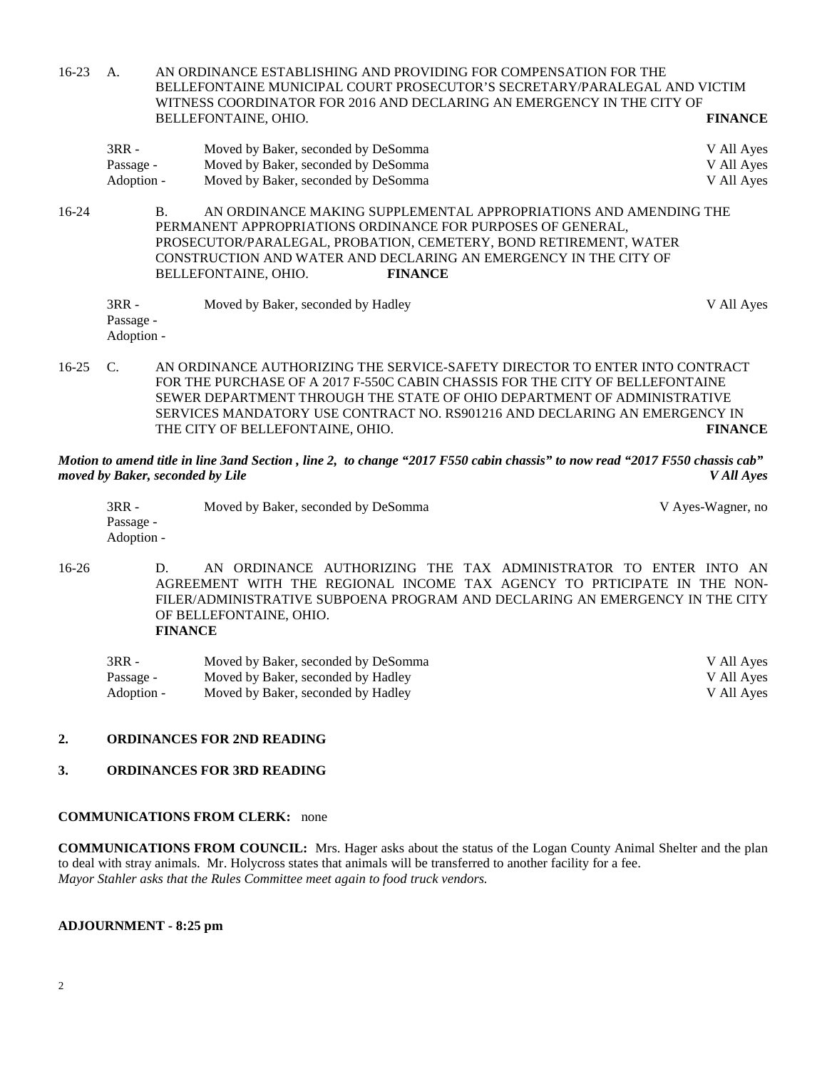16-23 A. AN ORDINANCE ESTABLISHING AND PROVIDING FOR COMPENSATION FOR THE BELLEFONTAINE MUNICIPAL COURT PROSECUTOR'S SECRETARY/PARALEGAL AND VICTIM WITNESS COORDINATOR FOR 2016 AND DECLARING AN EMERGENCY IN THE CITY OF BELLEFONTAINE, OHIO. **FINANCE**

| | | |
|---|---|---|
| 3RR - | Moved by Baker, seconded by DeSomma | V All Ayes |
| Passage - | Moved by Baker, seconded by DeSomma | V All Ayes |
| Adoption - | Moved by Baker, seconded by DeSomma | V All Ayes |

16-24 B. AN ORDINANCE MAKING SUPPLEMENTAL APPROPRIATIONS AND AMENDING THE PERMANENT APPROPRIATIONS ORDINANCE FOR PURPOSES OF GENERAL, PROSECUTOR/PARALEGAL, PROBATION, CEMETERY, BOND RETIREMENT, WATER CONSTRUCTION AND WATER AND DECLARING AN EMERGENCY IN THE CITY OF BELLEFONTAINE, OHIO. **FINANCE**

| | | |
|---|---|---|
| 3RR - | Moved by Baker, seconded by Hadley | V All Ayes |
| Passage - | | |
| Adoption - | | |

16-25 C. AN ORDINANCE AUTHORIZING THE SERVICE-SAFETY DIRECTOR TO ENTER INTO CONTRACT FOR THE PURCHASE OF A 2017 F-550C CABIN CHASSIS FOR THE CITY OF BELLEFONTAINE SEWER DEPARTMENT THROUGH THE STATE OF OHIO DEPARTMENT OF ADMINISTRATIVE SERVICES MANDATORY USE CONTRACT NO. RS901216 AND DECLARING AN EMERGENCY IN THE CITY OF BELLEFONTAINE, OHIO. **FINANCE**

***Motion to amend title in line 3and Section , line 2, to change "2017 F550 cabin chassis" to now read "2017 F550 chassis cab" moved by Baker, seconded by Lile*** ***V All Ayes***

| | | |
|---|---|---|
| 3RR - | Moved by Baker, seconded by DeSomma | V Ayes-Wagner, no |
| Passage - | | |
| Adoption - | | |

16-26 D. AN ORDINANCE AUTHORIZING THE TAX ADMINISTRATOR TO ENTER INTO AN AGREEMENT WITH THE REGIONAL INCOME TAX AGENCY TO PRTICIPATE IN THE NON-FILER/ADMINISTRATIVE SUBPOENA PROGRAM AND DECLARING AN EMERGENCY IN THE CITY OF BELLEFONTAINE, OHIO.
**FINANCE**

| | | |
|---|---|---|
| 3RR - | Moved by Baker, seconded by DeSomma | V All Ayes |
| Passage - | Moved by Baker, seconded by Hadley | V All Ayes |
| Adoption - | Moved by Baker, seconded by Hadley | V All Ayes |

**2. ORDINANCES FOR 2ND READING**

**3. ORDINANCES FOR 3RD READING**

**COMMUNICATIONS FROM CLERK:** none

**COMMUNICATIONS FROM COUNCIL:** Mrs. Hager asks about the status of the Logan County Animal Shelter and the plan to deal with stray animals. Mr. Holycross states that animals will be transferred to another facility for a fee.
*Mayor Stahler asks that the Rules Committee meet again to food truck vendors.*

**ADJOURNMENT - 8:25 pm**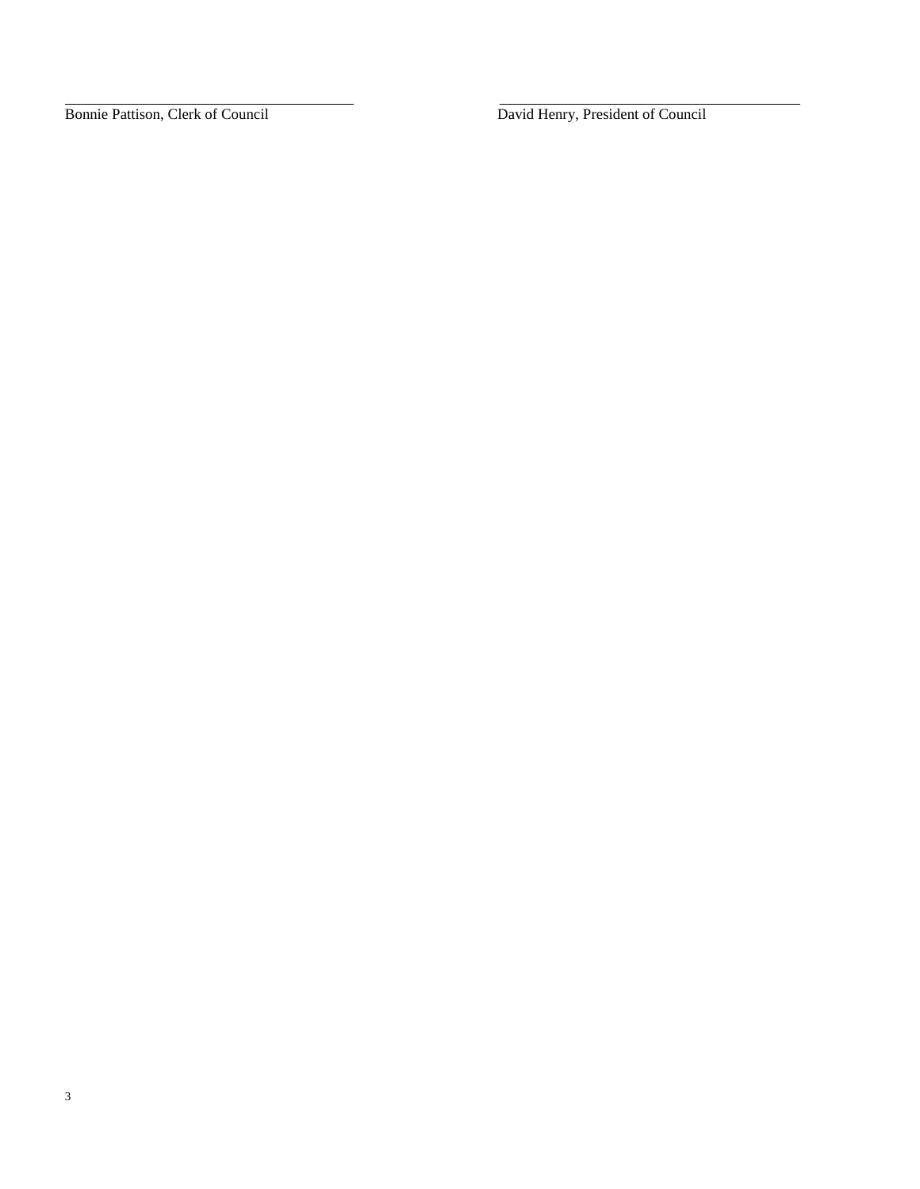\_\_\_\_\_\_\_\_\_\_\_\_\_\_\_\_\_\_\_\_\_\_\_\_\_\_\_\_\_\_\_\_\_\_\_\_\_\_
Bonnie Pattison, Clerk of Council

\_\_\_\_\_\_\_\_\_\_\_\_\_\_\_\_\_\_\_\_\_\_\_\_\_\_\_\_\_\_\_\_\_\_\_\_\_\_
David Henry, President of Council